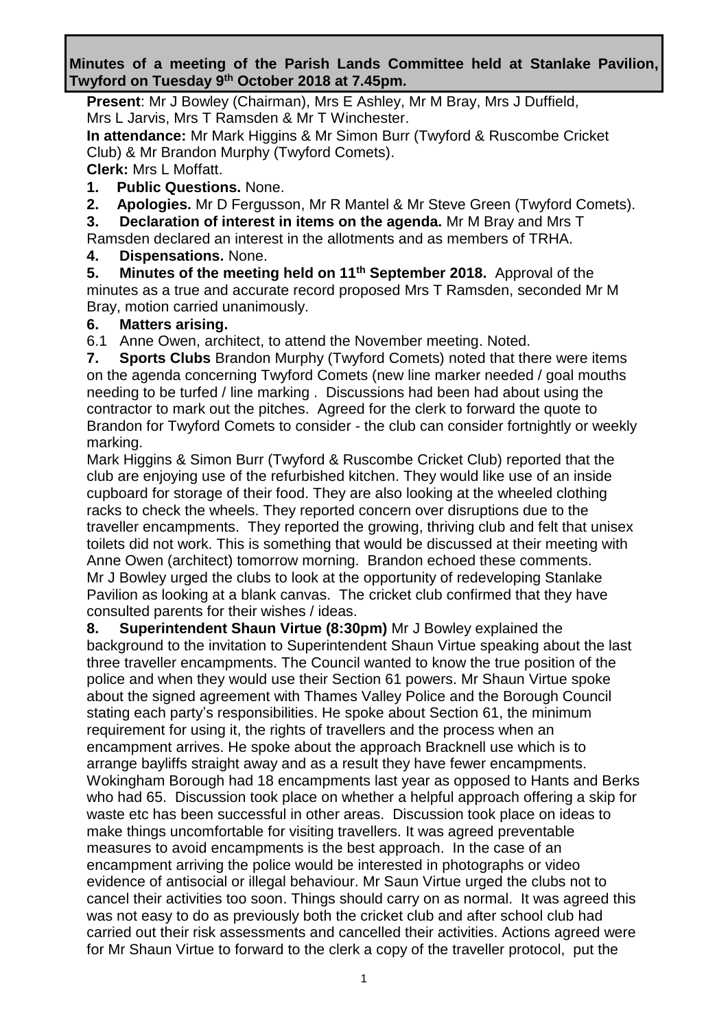**Minutes of a meeting of the Parish Lands Committee held at Stanlake Pavilion, Twyford on Tuesday 9th October 2018 at 7.45pm.**

**Present**: Mr J Bowley (Chairman), Mrs E Ashley, Mr M Bray, Mrs J Duffield, Mrs L Jarvis, Mrs T Ramsden & Mr T Winchester.

**In attendance:** Mr Mark Higgins & Mr Simon Burr (Twyford & Ruscombe Cricket Club) & Mr Brandon Murphy (Twyford Comets).

**Clerk:** Mrs L Moffatt.

**1. Public Questions.** None.

**2. Apologies.** Mr D Fergusson, Mr R Mantel & Mr Steve Green (Twyford Comets).

**3. Declaration of interest in items on the agenda.** Mr M Bray and Mrs T Ramsden declared an interest in the allotments and as members of TRHA.

**4. Dispensations.** None.

**5. Minutes of the meeting held on 11th September 2018.** Approval of the minutes as a true and accurate record proposed Mrs T Ramsden, seconded Mr M Bray, motion carried unanimously.

**6. Matters arising.**

6.1 Anne Owen, architect, to attend the November meeting. Noted.

**7. Sports Clubs** Brandon Murphy (Twyford Comets) noted that there were items on the agenda concerning Twyford Comets (new line marker needed / goal mouths needing to be turfed / line marking . Discussions had been had about using the contractor to mark out the pitches. Agreed for the clerk to forward the quote to Brandon for Twyford Comets to consider - the club can consider fortnightly or weekly marking.

Mark Higgins & Simon Burr (Twyford & Ruscombe Cricket Club) reported that the club are enjoying use of the refurbished kitchen. They would like use of an inside cupboard for storage of their food. They are also looking at the wheeled clothing racks to check the wheels. They reported concern over disruptions due to the traveller encampments. They reported the growing, thriving club and felt that unisex toilets did not work. This is something that would be discussed at their meeting with Anne Owen (architect) tomorrow morning. Brandon echoed these comments.

Mr J Bowley urged the clubs to look at the opportunity of redeveloping Stanlake Pavilion as looking at a blank canvas. The cricket club confirmed that they have consulted parents for their wishes / ideas.

**8. Superintendent Shaun Virtue (8:30pm)** Mr J Bowley explained the background to the invitation to Superintendent Shaun Virtue speaking about the last three traveller encampments. The Council wanted to know the true position of the police and when they would use their Section 61 powers. Mr Shaun Virtue spoke about the signed agreement with Thames Valley Police and the Borough Council stating each party's responsibilities. He spoke about Section 61, the minimum requirement for using it, the rights of travellers and the process when an encampment arrives. He spoke about the approach Bracknell use which is to arrange bayliffs straight away and as a result they have fewer encampments. Wokingham Borough had 18 encampments last year as opposed to Hants and Berks who had 65. Discussion took place on whether a helpful approach offering a skip for waste etc has been successful in other areas. Discussion took place on ideas to make things uncomfortable for visiting travellers. It was agreed preventable measures to avoid encampments is the best approach. In the case of an encampment arriving the police would be interested in photographs or video evidence of antisocial or illegal behaviour. Mr Saun Virtue urged the clubs not to cancel their activities too soon. Things should carry on as normal. It was agreed this was not easy to do as previously both the cricket club and after school club had carried out their risk assessments and cancelled their activities. Actions agreed were for Mr Shaun Virtue to forward to the clerk a copy of the traveller protocol, put the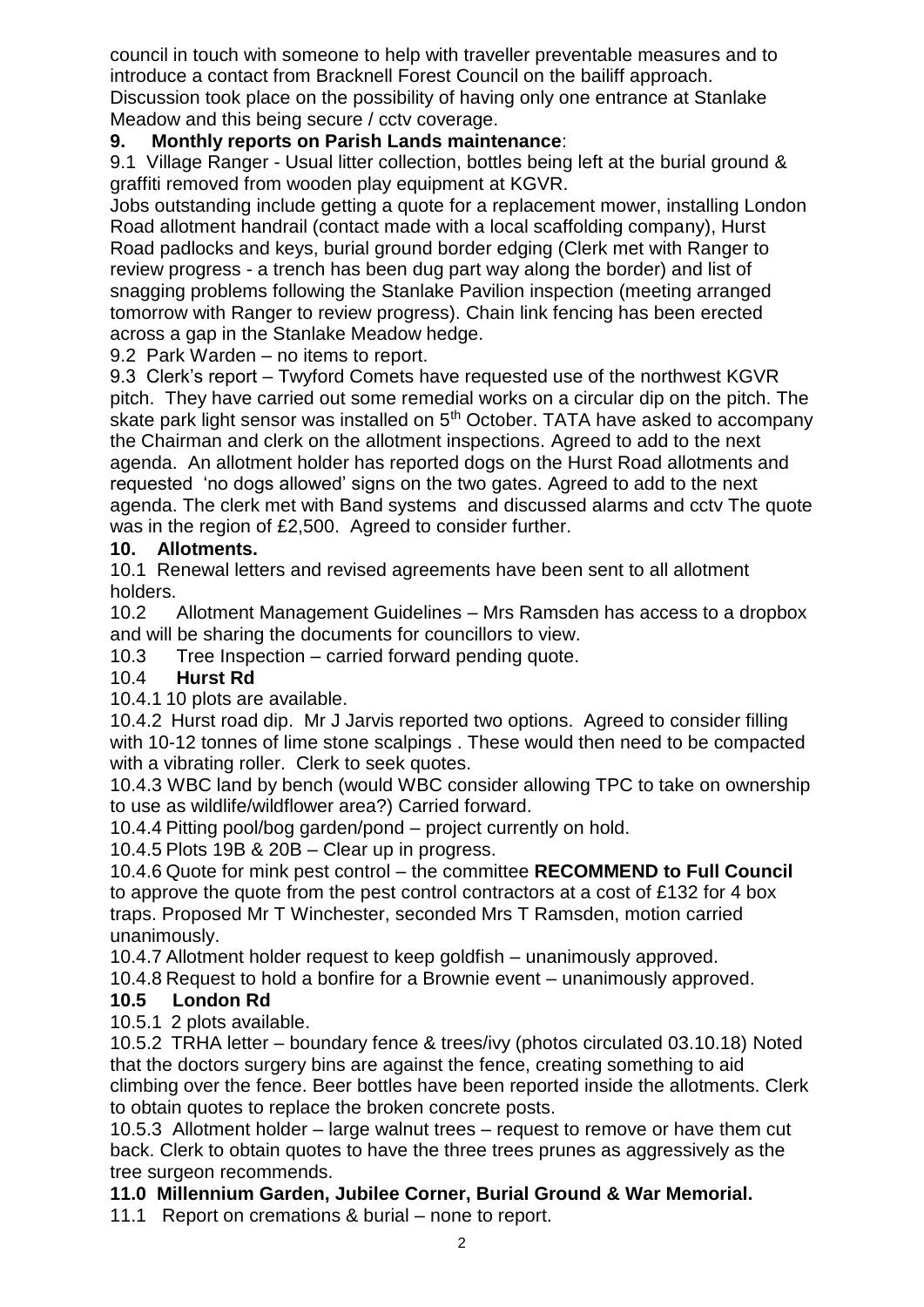council in touch with someone to help with traveller preventable measures and to introduce a contact from Bracknell Forest Council on the bailiff approach. Discussion took place on the possibility of having only one entrance at Stanlake Meadow and this being secure / cctv coverage.

**9. Monthly reports on Parish Lands maintenance**:

9.1 Village Ranger - Usual litter collection, bottles being left at the burial ground & graffiti removed from wooden play equipment at KGVR.

Jobs outstanding include getting a quote for a replacement mower, installing London Road allotment handrail (contact made with a local scaffolding company), Hurst Road padlocks and keys, burial ground border edging (Clerk met with Ranger to review progress - a trench has been dug part way along the border) and list of snagging problems following the Stanlake Pavilion inspection (meeting arranged tomorrow with Ranger to review progress). Chain link fencing has been erected across a gap in the Stanlake Meadow hedge.

9.2 Park Warden – no items to report.

9.3 Clerk's report – Twyford Comets have requested use of the northwest KGVR pitch. They have carried out some remedial works on a circular dip on the pitch. The skate park light sensor was installed on 5th October. TATA have asked to accompany the Chairman and clerk on the allotment inspections. Agreed to add to the next agenda. An allotment holder has reported dogs on the Hurst Road allotments and requested 'no dogs allowed' signs on the two gates. Agreed to add to the next agenda. The clerk met with Band systems and discussed alarms and cctv The quote was in the region of £2,500. Agreed to consider further.

**10. Allotments.**

10.1 Renewal letters and revised agreements have been sent to all allotment holders.

10.2 Allotment Management Guidelines – Mrs Ramsden has access to a dropbox and will be sharing the documents for councillors to view.

10.3 Tree Inspection – carried forward pending quote.

10.4 **Hurst Rd**

10.4.1 10 plots are available.

10.4.2 Hurst road dip. Mr J Jarvis reported two options. Agreed to consider filling with 10-12 tonnes of lime stone scalpings . These would then need to be compacted with a vibrating roller. Clerk to seek quotes.

10.4.3 WBC land by bench (would WBC consider allowing TPC to take on ownership to use as wildlife/wildflower area?) Carried forward.

10.4.4 Pitting pool/bog garden/pond – project currently on hold.

10.4.5 Plots 19B & 20B – Clear up in progress.

10.4.6 Quote for mink pest control – the committee **RECOMMEND to Full Council** to approve the quote from the pest control contractors at a cost of £132 for 4 box traps. Proposed Mr T Winchester, seconded Mrs T Ramsden, motion carried unanimously.

10.4.7 Allotment holder request to keep goldfish – unanimously approved.

10.4.8 Request to hold a bonfire for a Brownie event – unanimously approved.

**10.5 London Rd**

10.5.1 2 plots available.

10.5.2 TRHA letter – boundary fence & trees/ivy (photos circulated 03.10.18) Noted that the doctors surgery bins are against the fence, creating something to aid climbing over the fence. Beer bottles have been reported inside the allotments. Clerk to obtain quotes to replace the broken concrete posts.

10.5.3 Allotment holder – large walnut trees – request to remove or have them cut back. Clerk to obtain quotes to have the three trees prunes as aggressively as the tree surgeon recommends.

**11.0 Millennium Garden, Jubilee Corner, Burial Ground & War Memorial.**

11.1 Report on cremations & burial – none to report.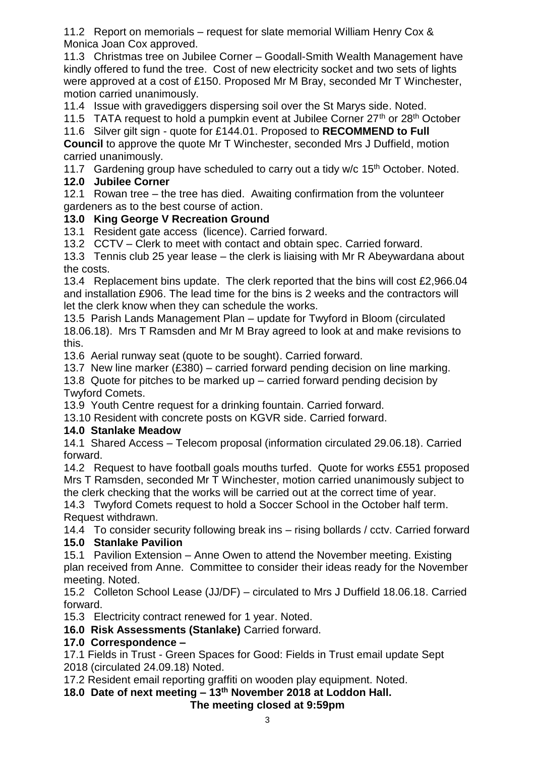11.2 Report on memorials – request for slate memorial William Henry Cox & Monica Joan Cox approved.

11.3 Christmas tree on Jubilee Corner – Goodall-Smith Wealth Management have kindly offered to fund the tree. Cost of new electricity socket and two sets of lights were approved at a cost of £150. Proposed Mr M Bray, seconded Mr T Winchester, motion carried unanimously.

11.4 Issue with gravediggers dispersing soil over the St Marys side. Noted.

11.5 TATA request to hold a pumpkin event at Jubilee Corner 27th or 28th October

11.6 Silver gilt sign - quote for £144.01. Proposed to **RECOMMEND to Full Council** to approve the quote Mr T Winchester, seconded Mrs J Duffield, motion carried unanimously.

11.7 Gardening group have scheduled to carry out a tidy w/c 15th October. Noted.

**12.0 Jubilee Corner**

12.1 Rowan tree – the tree has died. Awaiting confirmation from the volunteer gardeners as to the best course of action.

**13.0 King George V Recreation Ground**

13.1 Resident gate access (licence). Carried forward.

13.2 CCTV – Clerk to meet with contact and obtain spec. Carried forward.

13.3 Tennis club 25 year lease – the clerk is liaising with Mr R Abeywardana about the costs.

13.4 Replacement bins update. The clerk reported that the bins will cost £2,966.04 and installation £906. The lead time for the bins is 2 weeks and the contractors will let the clerk know when they can schedule the works.

13.5 Parish Lands Management Plan – update for Twyford in Bloom (circulated 18.06.18). Mrs T Ramsden and Mr M Bray agreed to look at and make revisions to this.

13.6 Aerial runway seat (quote to be sought). Carried forward.

13.7 New line marker (£380) – carried forward pending decision on line marking.

13.8 Quote for pitches to be marked up – carried forward pending decision by Twyford Comets.

13.9 Youth Centre request for a drinking fountain. Carried forward.

13.10 Resident with concrete posts on KGVR side. Carried forward.

**14.0 Stanlake Meadow**

14.1 Shared Access – Telecom proposal (information circulated 29.06.18). Carried forward.

14.2 Request to have football goals mouths turfed. Quote for works £551 proposed Mrs T Ramsden, seconded Mr T Winchester, motion carried unanimously subject to the clerk checking that the works will be carried out at the correct time of year.

14.3 Twyford Comets request to hold a Soccer School in the October half term. Request withdrawn.

14.4 To consider security following break ins – rising bollards / cctv. Carried forward

**15.0 Stanlake Pavilion**

15.1 Pavilion Extension – Anne Owen to attend the November meeting. Existing plan received from Anne. Committee to consider their ideas ready for the November meeting. Noted.

15.2 Colleton School Lease (JJ/DF) – circulated to Mrs J Duffield 18.06.18. Carried forward.

15.3 Electricity contract renewed for 1 year. Noted.

**16.0 Risk Assessments (Stanlake)** Carried forward.

**17.0 Correspondence –**

17.1 Fields in Trust - Green Spaces for Good: Fields in Trust email update Sept 2018 (circulated 24.09.18) Noted.

17.2 Resident email reporting graffiti on wooden play equipment. Noted.

**18.0 Date of next meeting – 13th November 2018 at Loddon Hall.**

**The meeting closed at 9:59pm**